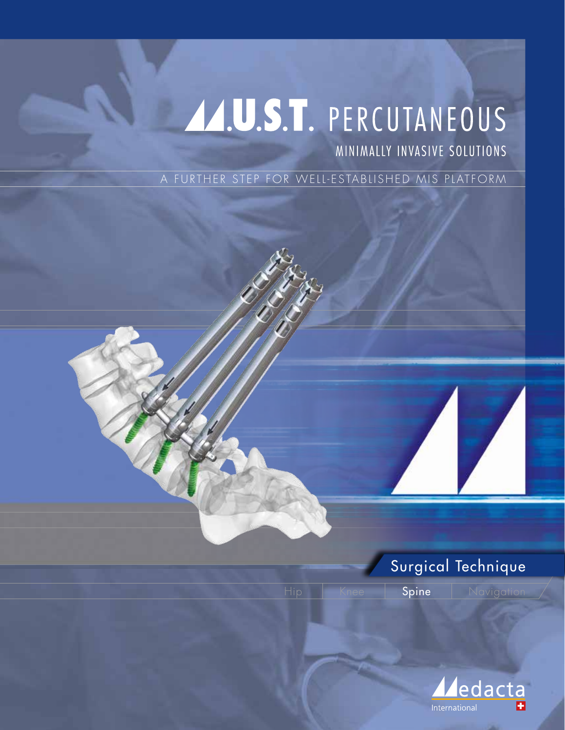# M.U.S.T. PERCUTANEOUS

## MINIMALLY INVASIVE SOLUTIONS

A FURTHER STEP FOR WELL-ESTABLISHED MIS PLATFORM

## Surgical Technique

Hip | Knee | Spine | Navigation

Medacta International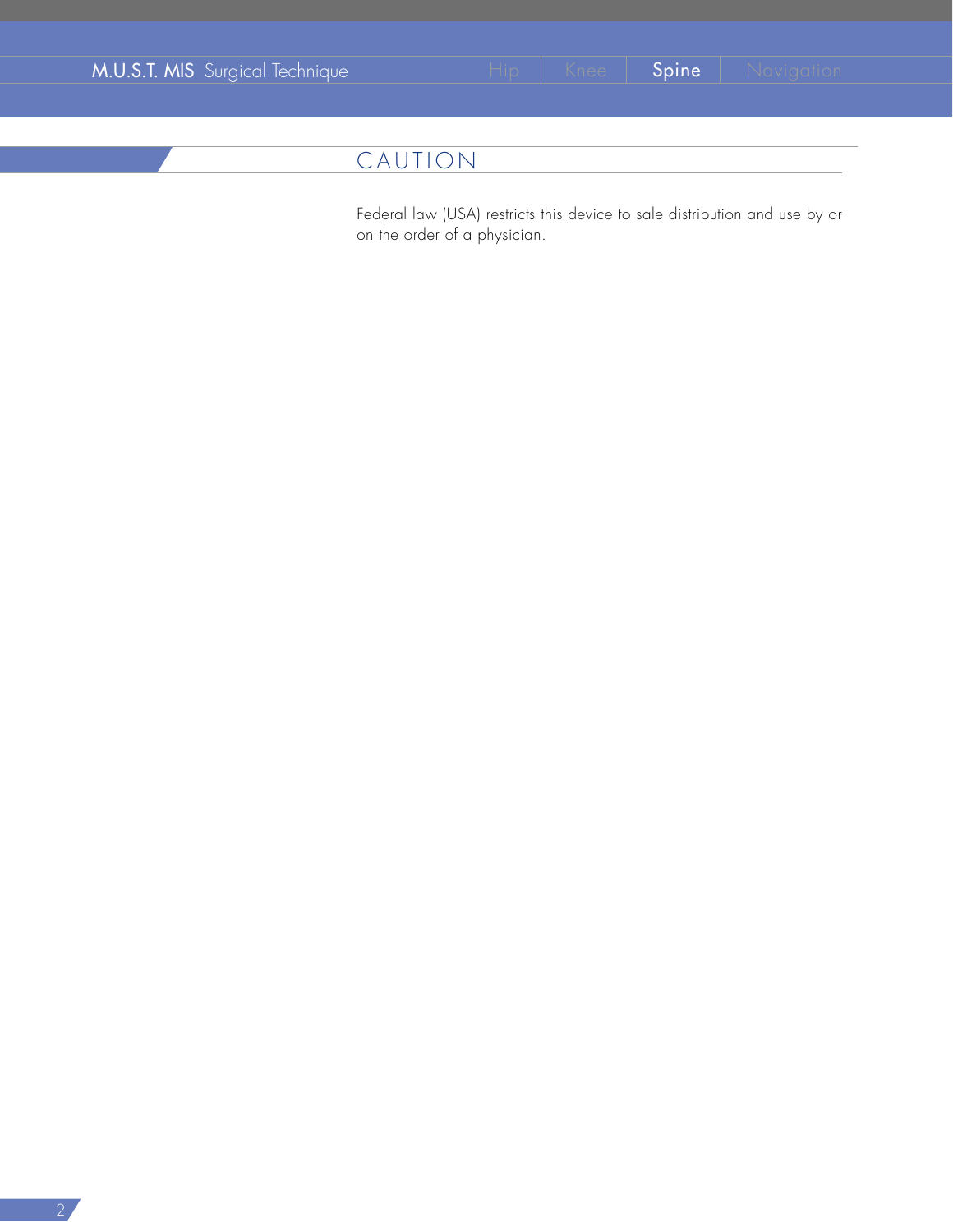## CAUTION

Federal law (USA) restricts this device to sale distribution and use by or on the order of a physician.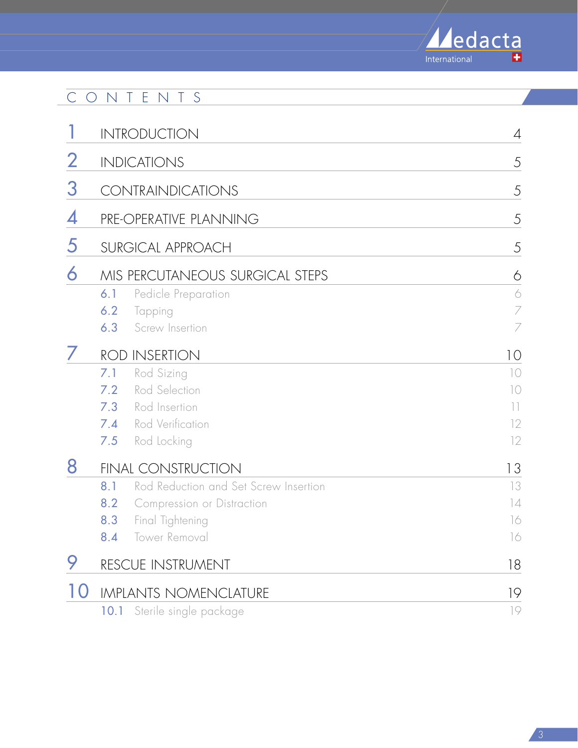# CONTENTS

| | | |
|---|---|---|
| 1 | INTRODUCTION | 4 |
| 2 | INDICATIONS | 5 |
| 3 | CONTRAINDICATIONS | 5 |
| 4 | PRE-OPERATIVE PLANNING | 5 |
| 5 | SURGICAL APPROACH | 5 |
| 6 | MIS PERCUTANEOUS SURGICAL STEPS | 6 |
| 6.1 | Pedicle Preparation | 6 |
| 6.2 | Tapping | 7 |
| 6.3 | Screw Insertion | 7 |
| 7 | ROD INSERTION | 10 |
| 7.1 | Rod Sizing | 10 |
| 7.2 | Rod Selection | 10 |
| 7.3 | Rod Insertion | 11 |
| 7.4 | Rod Verification | 12 |
| 7.5 | Rod Locking | 12 |
| 8 | FINAL CONSTRUCTION | 13 |
| 8.1 | Rod Reduction and Set Screw Insertion | 13 |
| 8.2 | Compression or Distraction | 14 |
| 8.3 | Final Tightening | 16 |
| 8.4 | Tower Removal | 16 |
| 9 | RESCUE INSTRUMENT | 18 |
| 10 | IMPLANTS NOMENCLATURE | 19 |
| 10.1 | Sterile single package | 19 |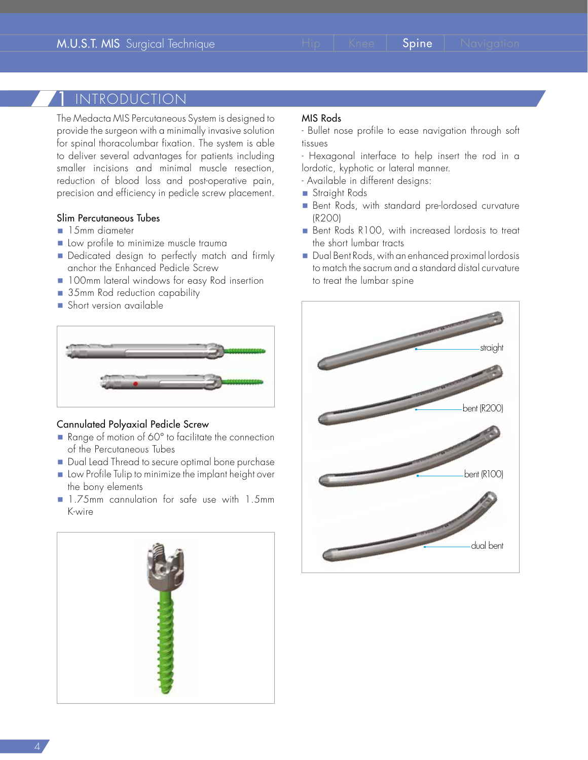# 1 INTRODUCTION

The Medacta MIS Percutaneous System is designed to provide the surgeon with a minimally invasive solution for spinal thoracolumbar fixation. The system is able to deliver several advantages for patients including smaller incisions and minimal muscle resection, reduction of blood loss and post-operative pain, precision and efficiency in pedicle screw placement.

### Slim Percutaneous Tubes

- 15mm diameter
- Low profile to minimize muscle trauma
- Dedicated design to perfectly match and firmly anchor the Enhanced Pedicle Screw
- 100mm lateral windows for easy Rod insertion
- 35mm Rod reduction capability
- Short version available

### Cannulated Polyaxial Pedicle Screw

- Range of motion of 60° to facilitate the connection of the Percutaneous Tubes
- Dual Lead Thread to secure optimal bone purchase
- Low Profile Tulip to minimize the implant height over the bony elements
- 1.75mm cannulation for safe use with 1.5mm K-wire

### MIS Rods

- Bullet nose profile to ease navigation through soft tissues
- Hexagonal interface to help insert the rod in a lordotic, kyphotic or lateral manner.
- Available in different designs:
  - Straight Rods
  - Bent Rods, with standard pre-lordosed curvature (R200)
  - Bent Rods R100, with increased lordosis to treat the short lumbar tracts
  - Dual Bent Rods, with an enhanced proximal lordosis to match the sacrum and a standard distal curvature to treat the lumbar spine

straight

bent (R200)

bent (R100)

dual bent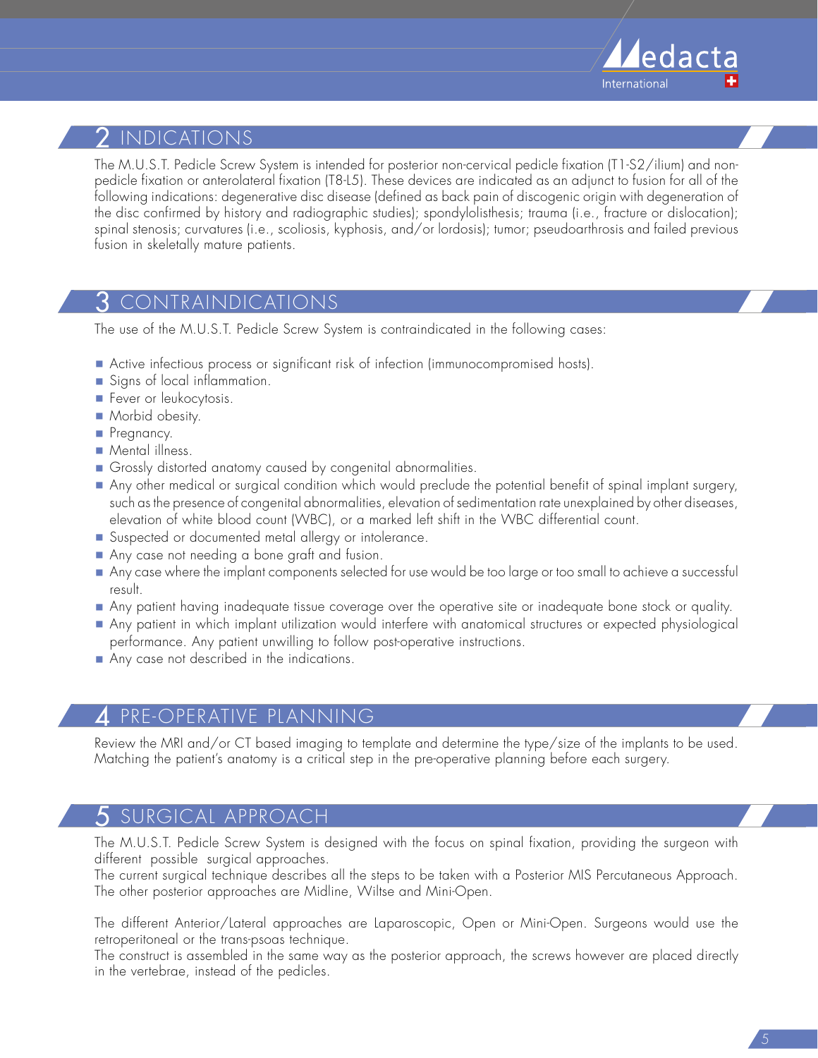## 2 INDICATIONS

The M.U.S.T. Pedicle Screw System is intended for posterior non-cervical pedicle fixation (T1-S2/ilium) and non-pedicle fixation or anterolateral fixation (T8-L5). These devices are indicated as an adjunct to fusion for all of the following indications: degenerative disc disease (defined as back pain of discogenic origin with degeneration of the disc confirmed by history and radiographic studies); spondylolisthesis; trauma (i.e., fracture or dislocation); spinal stenosis; curvatures (i.e., scoliosis, kyphosis, and/or lordosis); tumor; pseudoarthrosis and failed previous fusion in skeletally mature patients.

## 3 CONTRAINDICATIONS

The use of the M.U.S.T. Pedicle Screw System is contraindicated in the following cases:

- Active infectious process or significant risk of infection (immunocompromised hosts).
- Signs of local inflammation.
- Fever or leukocytosis.
- Morbid obesity.
- Pregnancy.
- Mental illness.
- Grossly distorted anatomy caused by congenital abnormalities.
- Any other medical or surgical condition which would preclude the potential benefit of spinal implant surgery, such as the presence of congenital abnormalities, elevation of sedimentation rate unexplained by other diseases, elevation of white blood count (WBC), or a marked left shift in the WBC differential count.
- Suspected or documented metal allergy or intolerance.
- Any case not needing a bone graft and fusion.
- Any case where the implant components selected for use would be too large or too small to achieve a successful result.
- Any patient having inadequate tissue coverage over the operative site or inadequate bone stock or quality.
- Any patient in which implant utilization would interfere with anatomical structures or expected physiological performance. Any patient unwilling to follow post-operative instructions.
- Any case not described in the indications.

## 4 PRE-OPERATIVE PLANNING

Review the MRI and/or CT based imaging to template and determine the type/size of the implants to be used. Matching the patient's anatomy is a critical step in the pre-operative planning before each surgery.

## 5 SURGICAL APPROACH

The M.U.S.T. Pedicle Screw System is designed with the focus on spinal fixation, providing the surgeon with different possible surgical approaches.
The current surgical technique describes all the steps to be taken with a Posterior MIS Percutaneous Approach. The other posterior approaches are Midline, Wiltse and Mini-Open.

The different Anterior/Lateral approaches are Laparoscopic, Open or Mini-Open. Surgeons would use the retroperitoneal or the trans-psoas technique.
The construct is assembled in the same way as the posterior approach, the screws however are placed directly in the vertebrae, instead of the pedicles.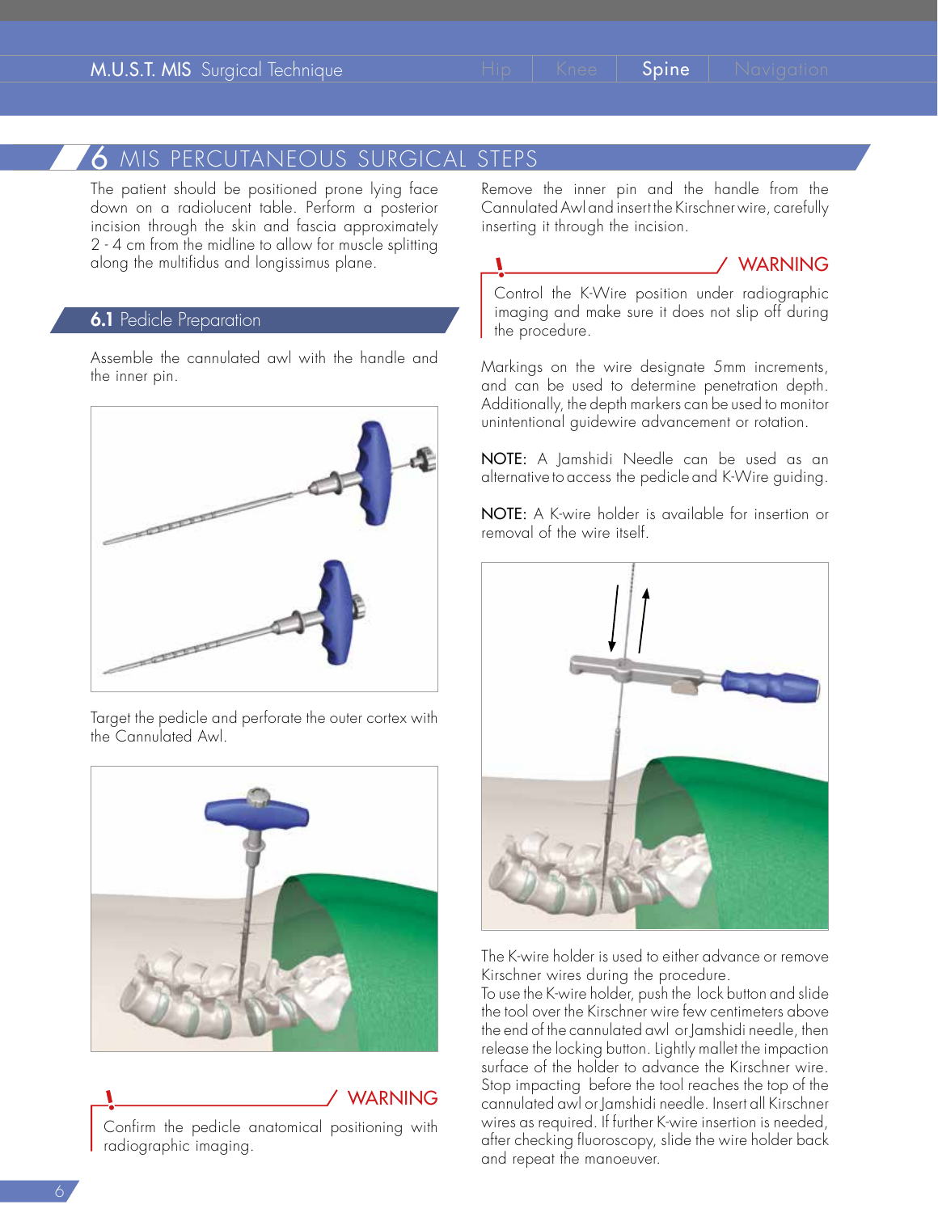## 6 MIS PERCUTANEOUS SURGICAL STEPS

The patient should be positioned prone lying face down on a radiolucent table. Perform a posterior incision through the skin and fascia approximately 2 - 4 cm from the midline to allow for muscle splitting along the multifidus and longissimus plane.

### 6.1 Pedicle Preparation

Assemble the cannulated awl with the handle and the inner pin.

Target the pedicle and perforate the outer cortex with the Cannulated Awl.

**WARNING**

Confirm the pedicle anatomical positioning with radiographic imaging.

Remove the inner pin and the handle from the Cannulated Awl and insert the Kirschner wire, carefully inserting it through the incision.

**WARNING**

Control the K-Wire position under radiographic imaging and make sure it does not slip off during the procedure.

Markings on the wire designate 5mm increments, and can be used to determine penetration depth. Additionally, the depth markers can be used to monitor unintentional guidewire advancement or rotation.

**NOTE:** A Jamshidi Needle can be used as an alternative to access the pedicle and K-Wire guiding.

**NOTE:** A K-wire holder is available for insertion or removal of the wire itself.

The K-wire holder is used to either advance or remove Kirschner wires during the procedure.
To use the K-wire holder, push the lock button and slide the tool over the Kirschner wire few centimeters above the end of the cannulated awl or Jamshidi needle, then release the locking button. Lightly mallet the impaction surface of the holder to advance the Kirschner wire. Stop impacting before the tool reaches the top of the cannulated awl or Jamshidi needle. Insert all Kirschner wires as required. If further K-wire insertion is needed, after checking fluoroscopy, slide the wire holder back and repeat the manoeuver.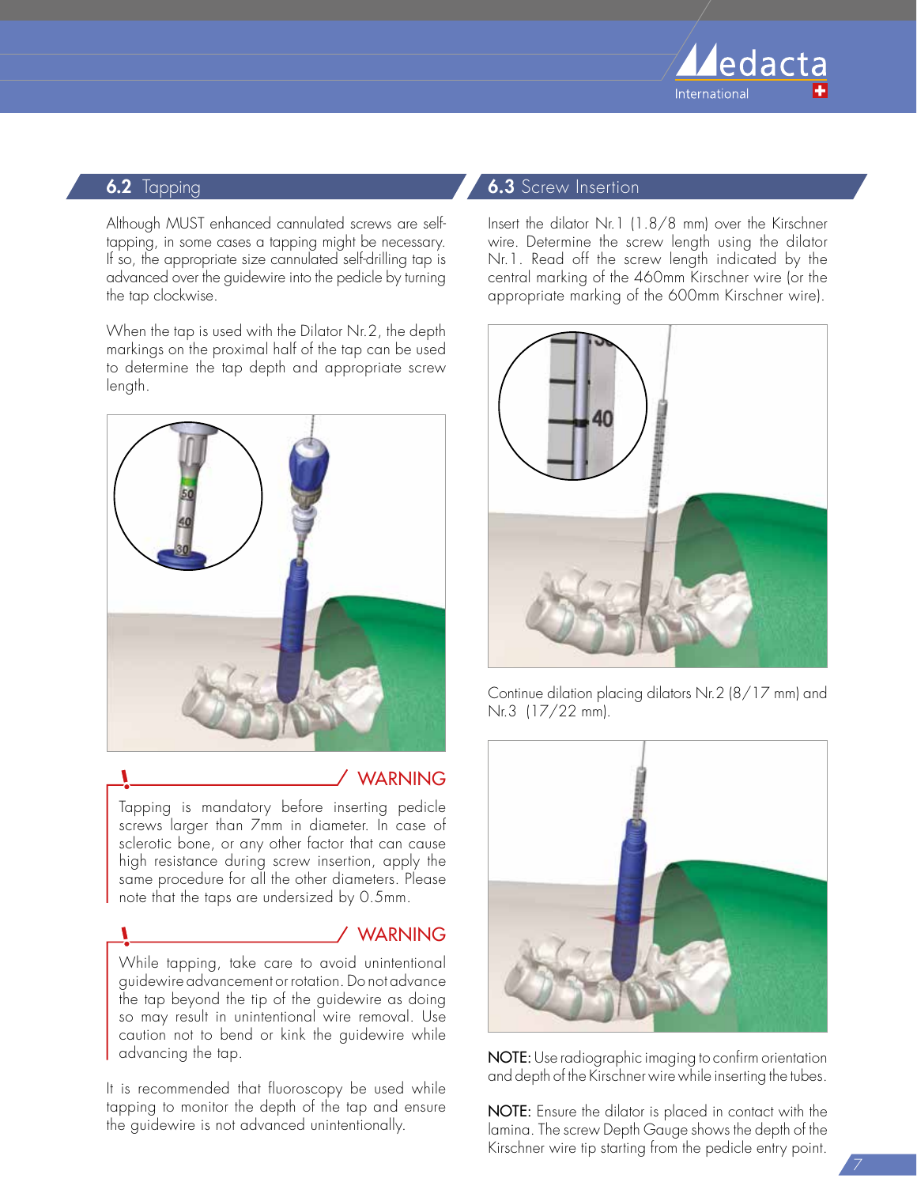## 6.2 Tapping

Although MUST enhanced cannulated screws are self-tapping, in some cases a tapping might be necessary. If so, the appropriate size cannulated self-drilling tap is advanced over the guidewire into the pedicle by turning the tap clockwise.

When the tap is used with the Dilator Nr.2, the depth markings on the proximal half of the tap can be used to determine the tap depth and appropriate screw length.

**WARNING**

Tapping is mandatory before inserting pedicle screws larger than 7mm in diameter. In case of sclerotic bone, or any other factor that can cause high resistance during screw insertion, apply the same procedure for all the other diameters. Please note that the taps are undersized by 0.5mm.

**WARNING**

While tapping, take care to avoid unintentional guidewire advancement or rotation. Do not advance the tap beyond the tip of the guidewire as doing so may result in unintentional wire removal. Use caution not to bend or kink the guidewire while advancing the tap.

It is recommended that fluoroscopy be used while tapping to monitor the depth of the tap and ensure the guidewire is not advanced unintentionally.

## 6.3 Screw Insertion

Insert the dilator Nr.1 (1.8/8 mm) over the Kirschner wire. Determine the screw length using the dilator Nr.1. Read off the screw length indicated by the central marking of the 460mm Kirschner wire (or the appropriate marking of the 600mm Kirschner wire).

Continue dilation placing dilators Nr.2 (8/17 mm) and Nr.3 (17/22 mm).

**NOTE:** Use radiographic imaging to confirm orientation and depth of the Kirschner wire while inserting the tubes.

**NOTE:** Ensure the dilator is placed in contact with the lamina. The screw Depth Gauge shows the depth of the Kirschner wire tip starting from the pedicle entry point.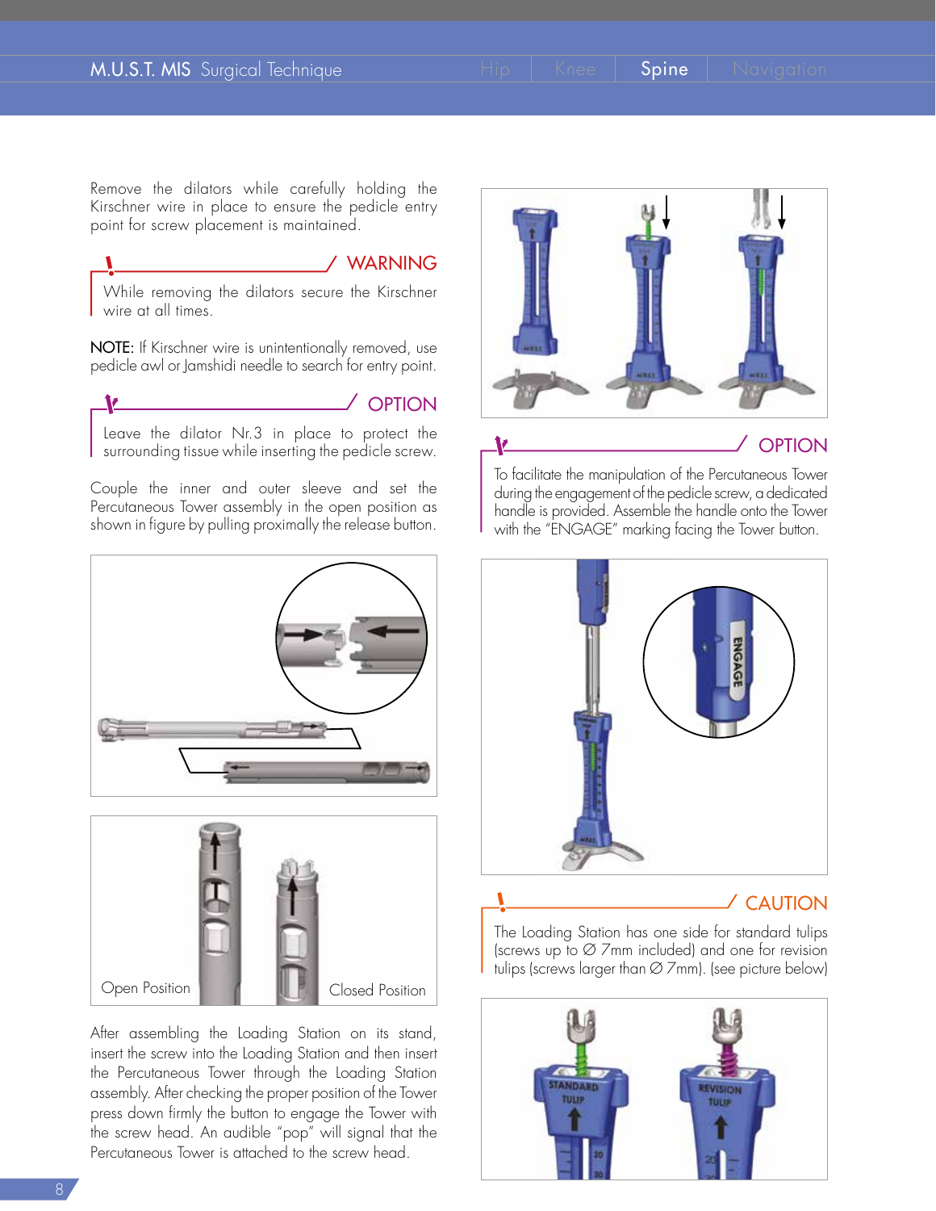Remove the dilators while carefully holding the Kirschner wire in place to ensure the pedicle entry point for screw placement is maintained.

**WARNING**

While removing the dilators secure the Kirschner wire at all times.

**NOTE:** If Kirschner wire is unintentionally removed, use pedicle awl or Jamshidi needle to search for entry point.

**OPTION**

Leave the dilator Nr.3 in place to protect the surrounding tissue while inserting the pedicle screw.

Couple the inner and outer sleeve and set the Percutaneous Tower assembly in the open position as shown in figure by pulling proximally the release button.

Open Position

Closed Position

After assembling the Loading Station on its stand, insert the screw into the Loading Station and then insert the Percutaneous Tower through the Loading Station assembly. After checking the proper position of the Tower press down firmly the button to engage the Tower with the screw head. An audible "pop" will signal that the Percutaneous Tower is attached to the screw head.

**OPTION**

To facilitate the manipulation of the Percutaneous Tower during the engagement of the pedicle screw, a dedicated handle is provided. Assemble the handle onto the Tower with the "ENGAGE" marking facing the Tower button.

**CAUTION**

The Loading Station has one side for standard tulips (screws up to ∅ 7mm included) and one for revision tulips (screws larger than ∅ 7mm). (see picture below)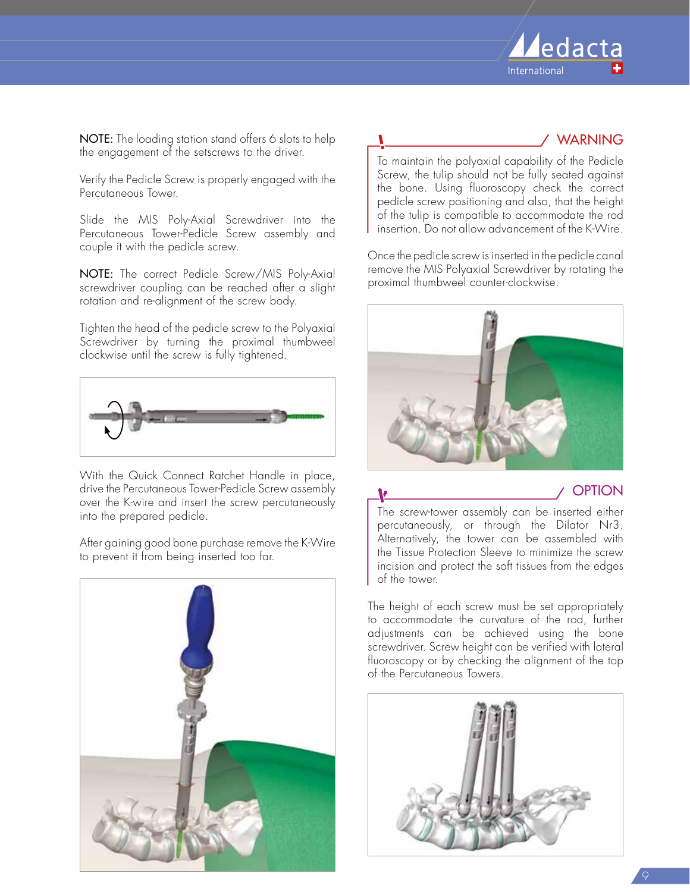**NOTE:** The loading station stand offers 6 slots to help the engagement of the setscrews to the driver.

Verify the Pedicle Screw is properly engaged with the Percutaneous Tower.

Slide the MIS Poly-Axial Screwdriver into the Percutaneous Tower-Pedicle Screw assembly and couple it with the pedicle screw.

**NOTE:** The correct Pedicle Screw/MIS Poly-Axial screwdriver coupling can be reached after a slight rotation and re-alignment of the screw body.

Tighten the head of the pedicle screw to the Polyaxial Screwdriver by turning the proximal thumbweel clockwise until the screw is fully tightened.

With the Quick Connect Ratchet Handle in place, drive the Percutaneous Tower-Pedicle Screw assembly over the K-wire and insert the screw percutaneously into the prepared pedicle.

After gaining good bone purchase remove the K-Wire to prevent it from being inserted too far.

### WARNING

To maintain the polyaxial capability of the Pedicle Screw, the tulip should not be fully seated against the bone. Using fluoroscopy check the correct pedicle screw positioning and also, that the height of the tulip is compatible to accommodate the rod insertion. Do not allow advancement of the K-Wire.

Once the pedicle screw is inserted in the pedicle canal remove the MIS Polyaxial Screwdriver by rotating the proximal thumbweel counter-clockwise.

### OPTION

The screw-tower assembly can be inserted either percutaneously, or through the Dilator Nr3. Alternatively, the tower can be assembled with the Tissue Protection Sleeve to minimize the screw incision and protect the soft tissues from the edges of the tower.

The height of each screw must be set appropriately to accommodate the curvature of the rod, further adjustments can be achieved using the bone screwdriver. Screw height can be verified with lateral fluoroscopy or by checking the alignment of the top of the Percutaneous Towers.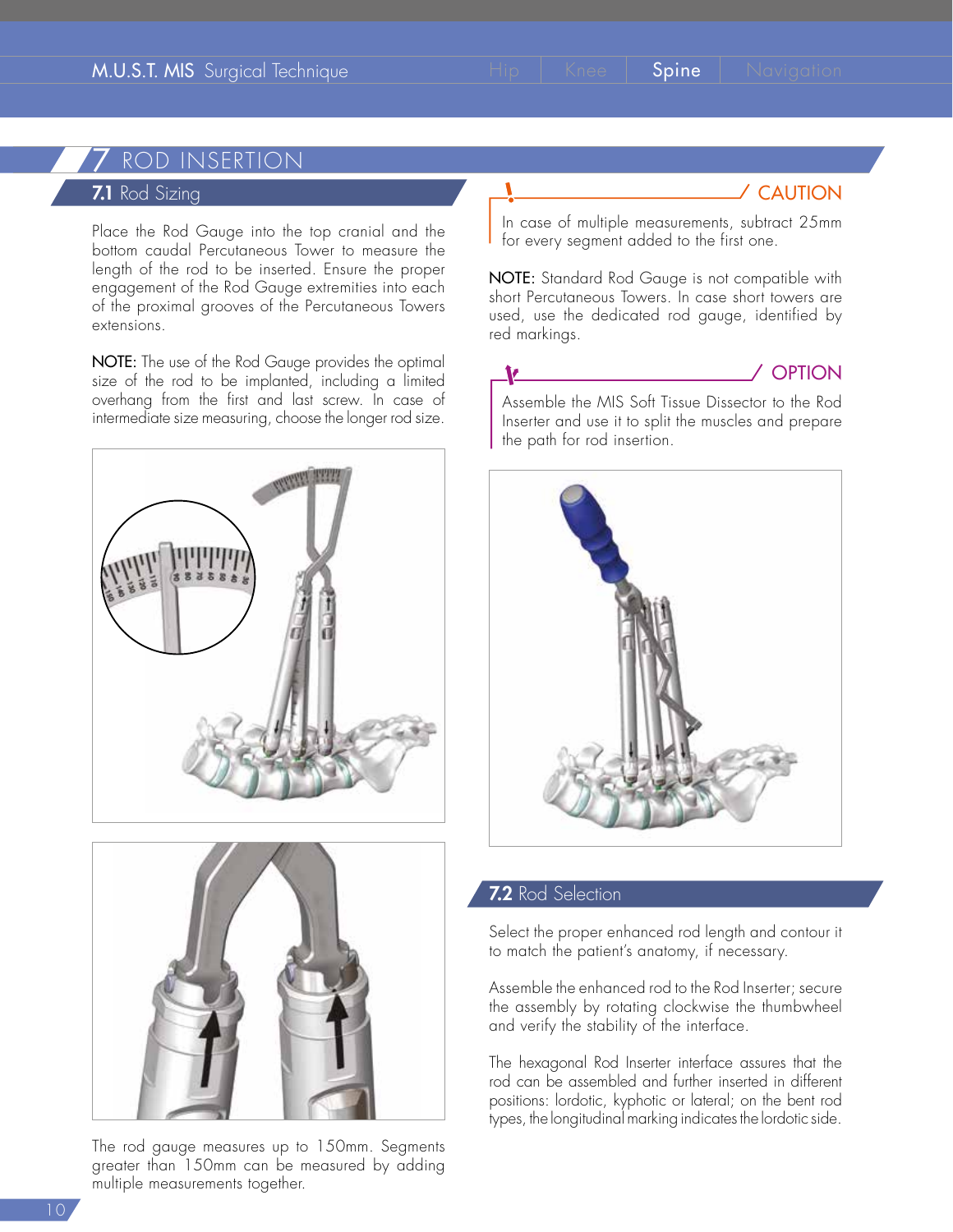# 7 ROD INSERTION

## 7.1 Rod Sizing

Place the Rod Gauge into the top cranial and the bottom caudal Percutaneous Tower to measure the length of the rod to be inserted. Ensure the proper engagement of the Rod Gauge extremities into each of the proximal grooves of the Percutaneous Towers extensions.

NOTE: The use of the Rod Gauge provides the optimal size of the rod to be implanted, including a limited overhang from the first and last screw. In case of intermediate size measuring, choose the longer rod size.

The rod gauge measures up to 150mm. Segments greater than 150mm can be measured by adding multiple measurements together.

**CAUTION**

In case of multiple measurements, subtract 25mm for every segment added to the first one.

NOTE: Standard Rod Gauge is not compatible with short Percutaneous Towers. In case short towers are used, use the dedicated rod gauge, identified by red markings.

**OPTION**

Assemble the MIS Soft Tissue Dissector to the Rod Inserter and use it to split the muscles and prepare the path for rod insertion.

## 7.2 Rod Selection

Select the proper enhanced rod length and contour it to match the patient's anatomy, if necessary.

Assemble the enhanced rod to the Rod Inserter; secure the assembly by rotating clockwise the thumbwheel and verify the stability of the interface.

The hexagonal Rod Inserter interface assures that the rod can be assembled and further inserted in different positions: lordotic, kyphotic or lateral; on the bent rod types, the longitudinal marking indicates the lordotic side.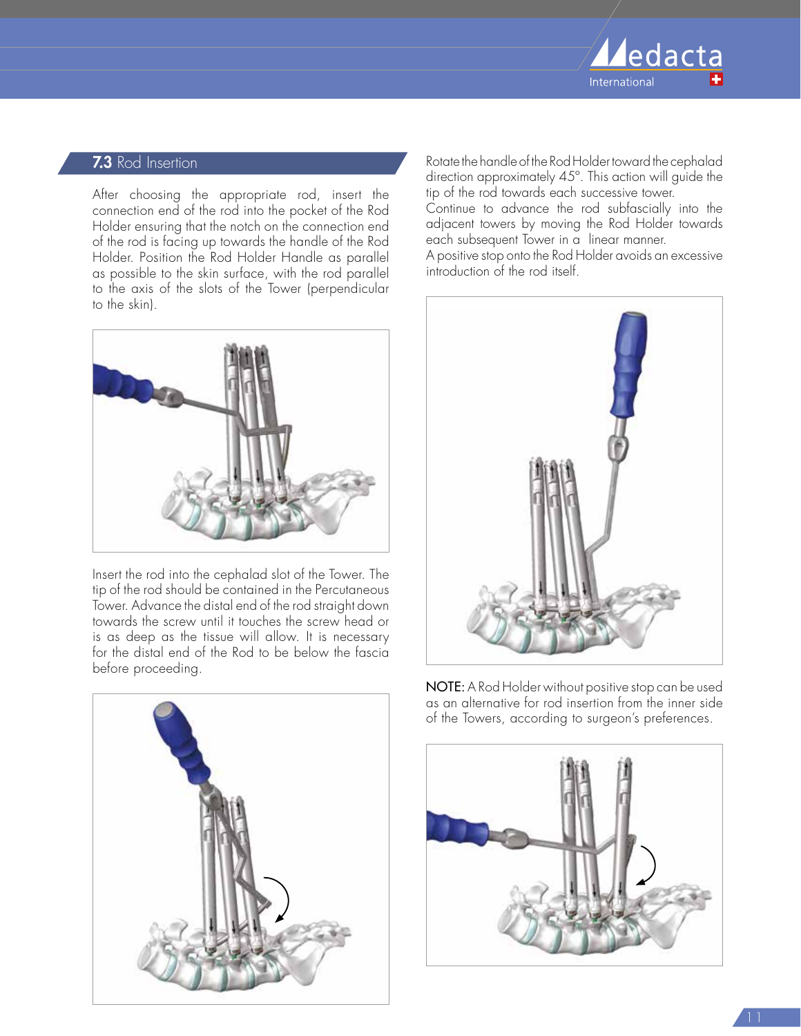## 7.3 Rod Insertion

After choosing the appropriate rod, insert the connection end of the rod into the pocket of the Rod Holder ensuring that the notch on the connection end of the rod is facing up towards the handle of the Rod Holder. Position the Rod Holder Handle as parallel as possible to the skin surface, with the rod parallel to the axis of the slots of the Tower (perpendicular to the skin).

Insert the rod into the cephalad slot of the Tower. The tip of the rod should be contained in the Percutaneous Tower. Advance the distal end of the rod straight down towards the screw until it touches the screw head or is as deep as the tissue will allow. It is necessary for the distal end of the Rod to be below the fascia before proceeding.

Rotate the handle of the Rod Holder toward the cephalad direction approximately 45°. This action will guide the tip of the rod towards each successive tower.
Continue to advance the rod subfascially into the adjacent towers by moving the Rod Holder towards each subsequent Tower in a linear manner.
A positive stop onto the Rod Holder avoids an excessive introduction of the rod itself.

**NOTE:** A Rod Holder without positive stop can be used as an alternative for rod insertion from the inner side of the Towers, according to surgeon's preferences.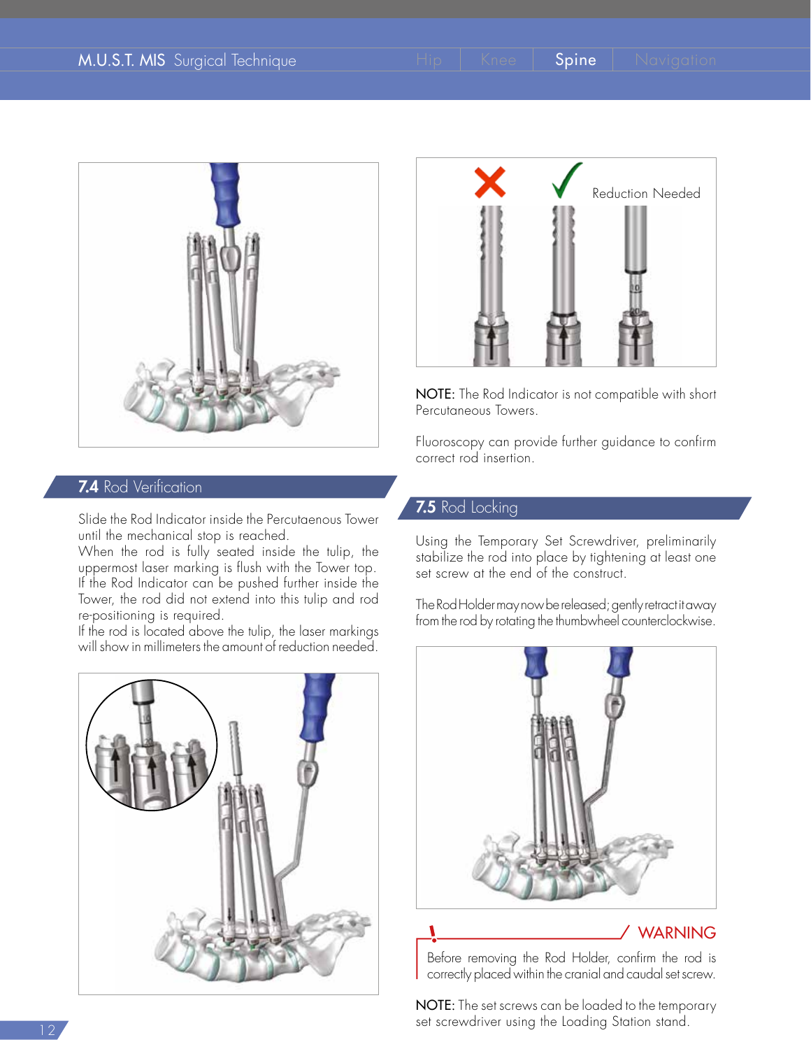## 7.4 Rod Verification

Slide the Rod Indicator inside the Percutaenous Tower until the mechanical stop is reached.
When the rod is fully seated inside the tulip, the uppermost laser marking is flush with the Tower top.
If the Rod Indicator can be pushed further inside the Tower, the rod did not extend into this tulip and rod re-positioning is required.
If the rod is located above the tulip, the laser markings will show in millimeters the amount of reduction needed.

Reduction Needed

**NOTE:** The Rod Indicator is not compatible with short Percutaneous Towers.

Fluoroscopy can provide further guidance to confirm correct rod insertion.

## 7.5 Rod Locking

Using the Temporary Set Screwdriver, preliminarily stabilize the rod into place by tightening at least one set screw at the end of the construct.

The Rod Holder may now be released; gently retract it away from the rod by rotating the thumbwheel counterclockwise.

**WARNING**

Before removing the Rod Holder, confirm the rod is correctly placed within the cranial and caudal set screw.

**NOTE:** The set screws can be loaded to the temporary set screwdriver using the Loading Station stand.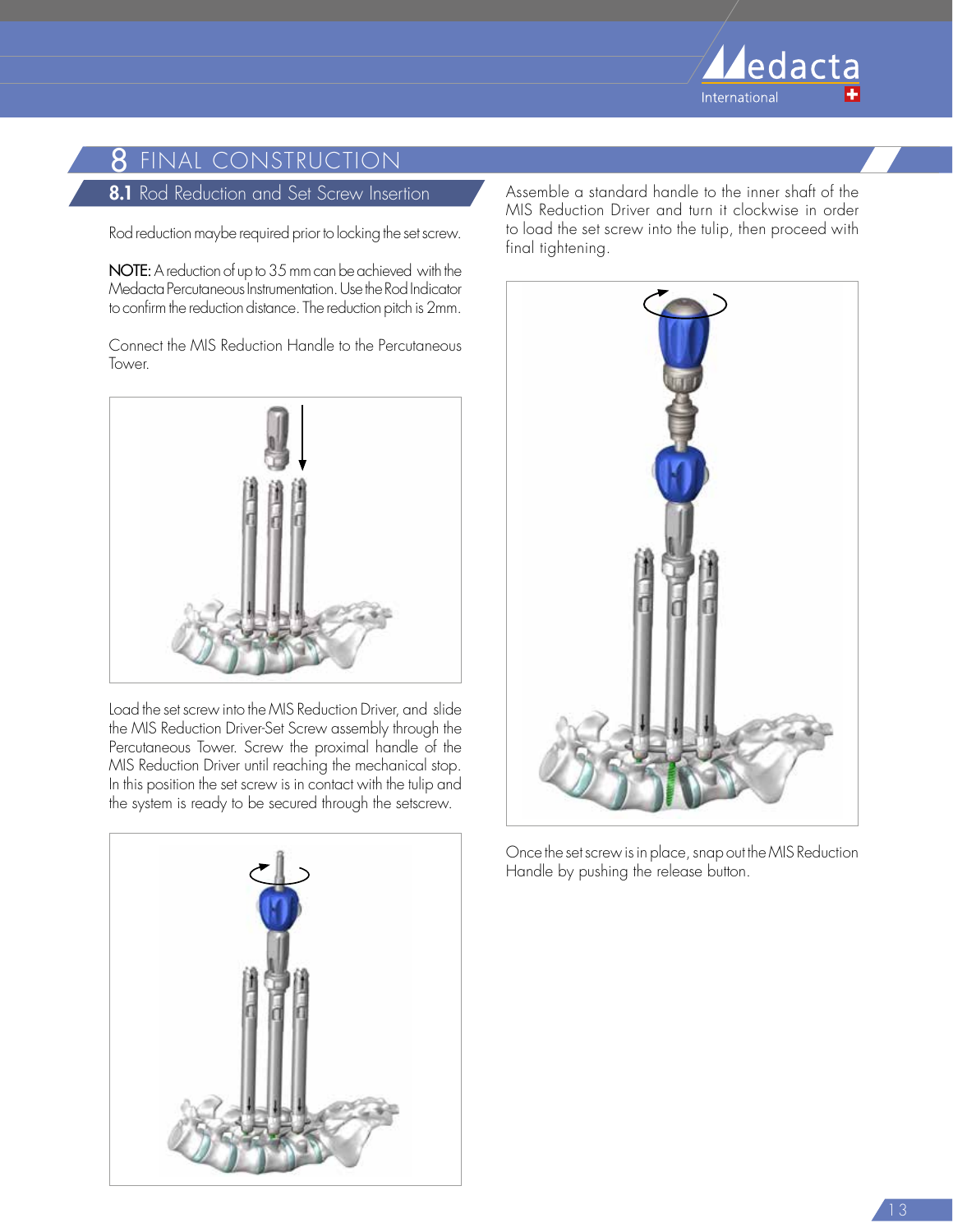# 8 FINAL CONSTRUCTION

## 8.1 Rod Reduction and Set Screw Insertion

Rod reduction maybe required prior to locking the set screw.

**NOTE:** A reduction of up to 35 mm can be achieved with the Medacta Percutaneous Instrumentation. Use the Rod Indicator to confirm the reduction distance. The reduction pitch is 2mm.

Connect the MIS Reduction Handle to the Percutaneous Tower.

Load the set screw into the MIS Reduction Driver, and slide the MIS Reduction Driver-Set Screw assembly through the Percutaneous Tower. Screw the proximal handle of the MIS Reduction Driver until reaching the mechanical stop. In this position the set screw is in contact with the tulip and the system is ready to be secured through the setscrew.

Assemble a standard handle to the inner shaft of the MIS Reduction Driver and turn it clockwise in order to load the set screw into the tulip, then proceed with final tightening.

Once the set screw is in place, snap out the MIS Reduction Handle by pushing the release button.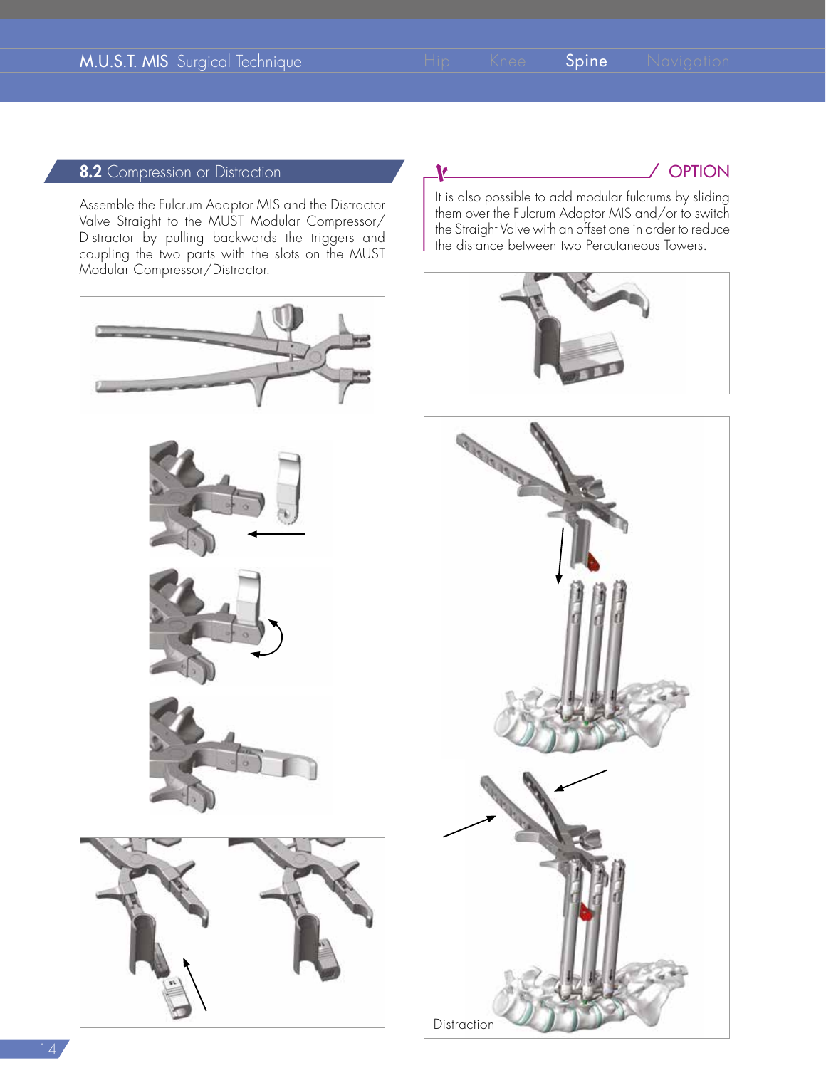## 8.2 Compression or Distraction

Assemble the Fulcrum Adaptor MIS and the Distractor Valve Straight to the MUST Modular Compressor/Distractor by pulling backwards the triggers and coupling the two parts with the slots on the MUST Modular Compressor/Distractor.

### OPTION

It is also possible to add modular fulcrums by sliding them over the Fulcrum Adaptor MIS and/or to switch the Straight Valve with an offset one in order to reduce the distance between two Percutaneous Towers.

Distraction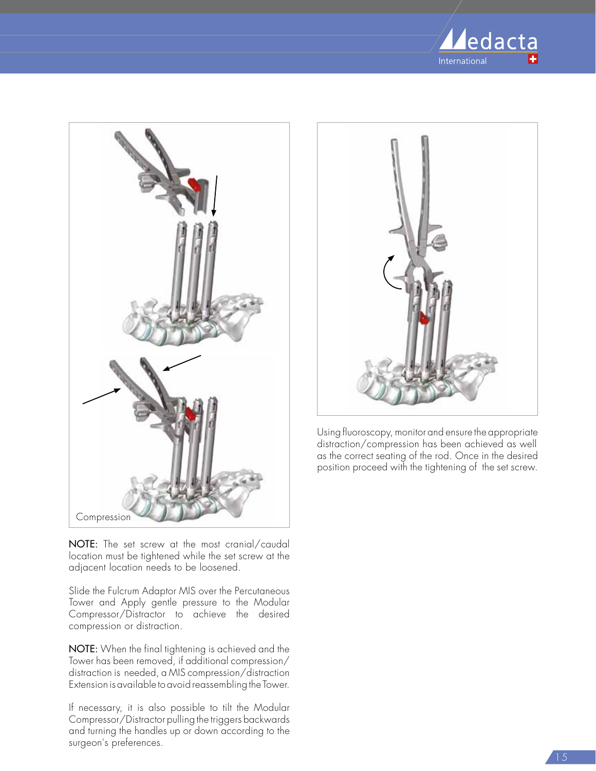Compression

**NOTE:** The set screw at the most cranial/caudal location must be tightened while the set screw at the adjacent location needs to be loosened.

Slide the Fulcrum Adaptor MIS over the Percutaneous Tower and Apply gentle pressure to the Modular Compressor/Distractor to achieve the desired compression or distraction.

**NOTE:** When the final tightening is achieved and the Tower has been removed, if additional compression/distraction is needed, a MIS compression/distraction Extension is available to avoid reassembling the Tower.

If necessary, it is also possible to tilt the Modular Compressor/Distractor pulling the triggers backwards and turning the handles up or down according to the surgeon's preferences.

Using fluoroscopy, monitor and ensure the appropriate distraction/compression has been achieved as well as the correct seating of the rod. Once in the desired position proceed with the tightening of the set screw.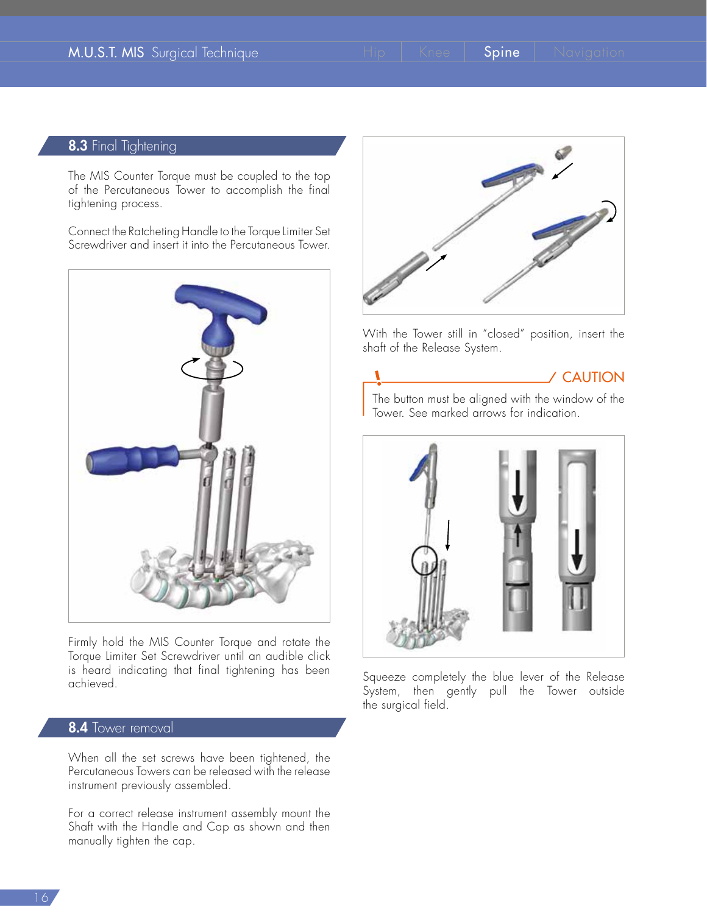## 8.3 Final Tightening

The MIS Counter Torque must be coupled to the top of the Percutaneous Tower to accomplish the final tightening process.

Connect the Ratcheting Handle to the Torque Limiter Set Screwdriver and insert it into the Percutaneous Tower.

Firmly hold the MIS Counter Torque and rotate the Torque Limiter Set Screwdriver until an audible click is heard indicating that final tightening has been achieved.

## 8.4 Tower removal

When all the set screws have been tightened, the Percutaneous Towers can be released with the release instrument previously assembled.

For a correct release instrument assembly mount the Shaft with the Handle and Cap as shown and then manually tighten the cap.

With the Tower still in "closed" position, insert the shaft of the Release System.

**CAUTION**

The button must be aligned with the window of the Tower. See marked arrows for indication.

Squeeze completely the blue lever of the Release System, then gently pull the Tower outside the surgical field.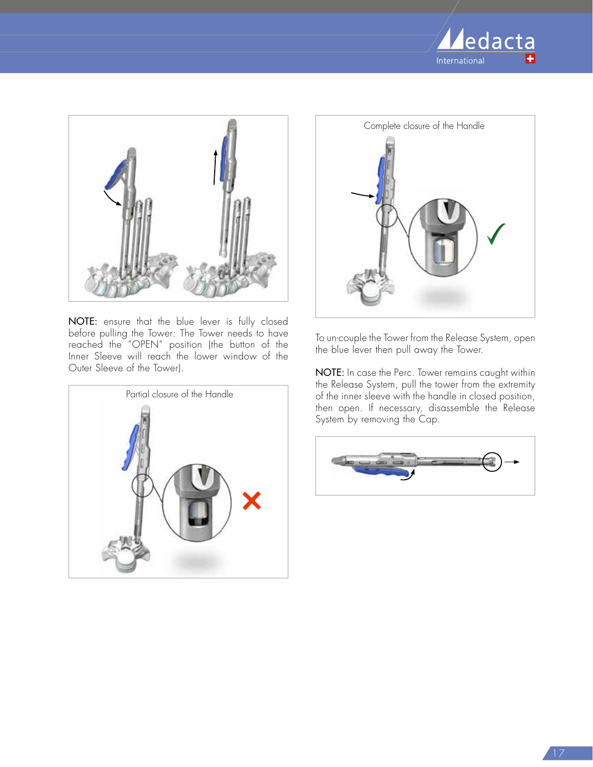NOTE: ensure that the blue lever is fully closed before pulling the Tower: The Tower needs to have reached the "OPEN" position (the button of the Inner Sleeve will reach the lower window of the Outer Sleeve of the Tower).

Partial closure of the Handle

Complete closure of the Handle

To un-couple the Tower from the Release System, open the blue lever then pull away the Tower.

NOTE: In case the Perc. Tower remains caught within the Release System, pull the tower from the extremity of the inner sleeve with the handle in closed position, then open. If necessary, disassemble the Release System by removing the Cap.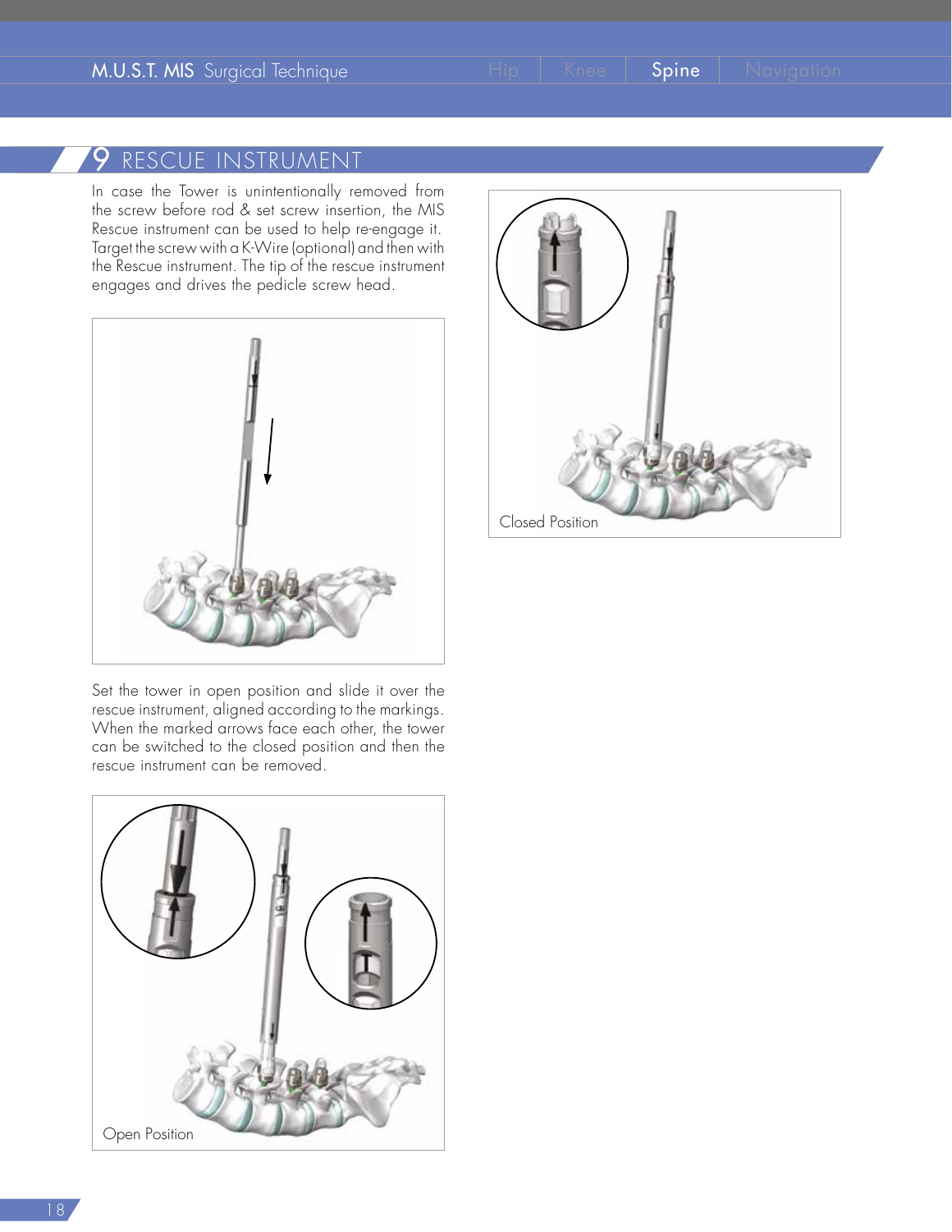## 9 RESCUE INSTRUMENT

In case the Tower is unintentionally removed from the screw before rod & set screw insertion, the MIS Rescue instrument can be used to help re-engage it. Target the screw with a K-Wire (optional) and then with the Rescue instrument. The tip of the rescue instrument engages and drives the pedicle screw head.

Set the tower in open position and slide it over the rescue instrument, aligned according to the markings. When the marked arrows face each other, the tower can be switched to the closed position and then the rescue instrument can be removed.

Open Position

Closed Position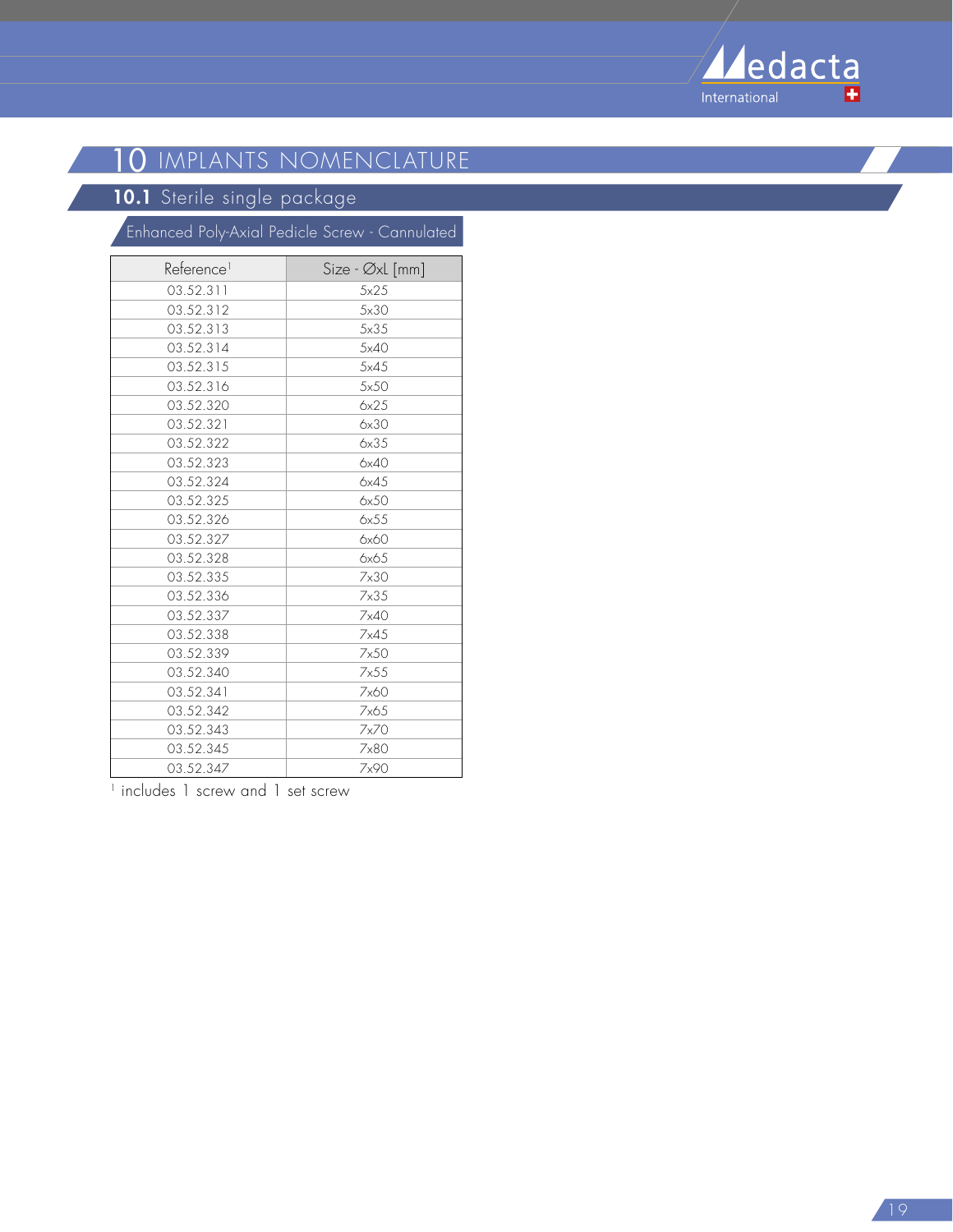# 10 IMPLANTS NOMENCLATURE

## 10.1 Sterile single package

### Enhanced Poly-Axial Pedicle Screw - Cannulated

| Reference[1] | Size - ØxL [mm] |
|---|---|
| 03.52.311 | 5x25 |
| 03.52.312 | 5x30 |
| 03.52.313 | 5x35 |
| 03.52.314 | 5x40 |
| 03.52.315 | 5x45 |
| 03.52.316 | 5x50 |
| 03.52.320 | 6x25 |
| 03.52.321 | 6x30 |
| 03.52.322 | 6x35 |
| 03.52.323 | 6x40 |
| 03.52.324 | 6x45 |
| 03.52.325 | 6x50 |
| 03.52.326 | 6x55 |
| 03.52.327 | 6x60 |
| 03.52.328 | 6x65 |
| 03.52.335 | 7x30 |
| 03.52.336 | 7x35 |
| 03.52.337 | 7x40 |
| 03.52.338 | 7x45 |
| 03.52.339 | 7x50 |
| 03.52.340 | 7x55 |
| 03.52.341 | 7x60 |
| 03.52.342 | 7x65 |
| 03.52.343 | 7x70 |
| 03.52.345 | 7x80 |
| 03.52.347 | 7x90 |

[1] includes 1 screw and 1 set screw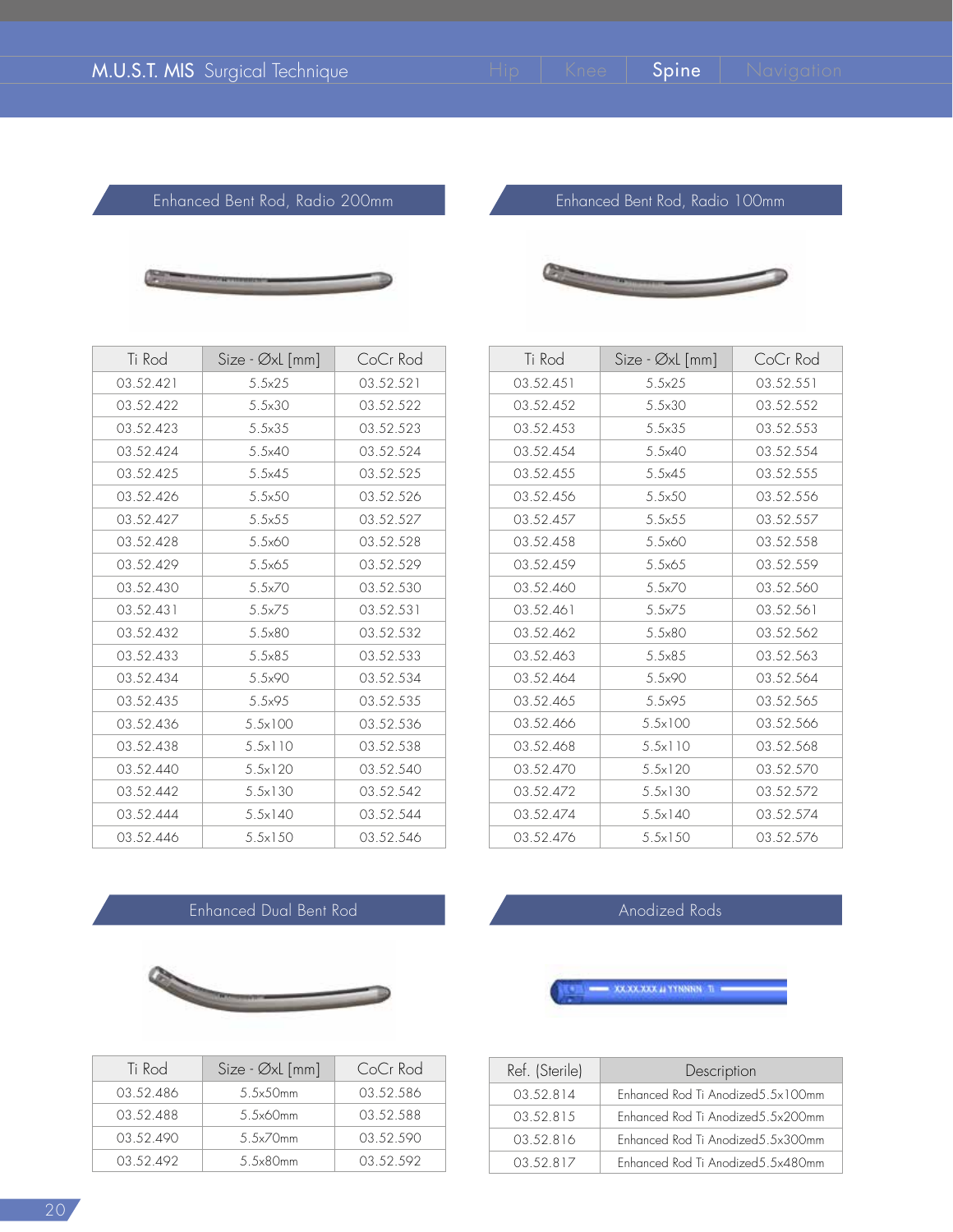## Enhanced Bent Rod, Radio 200mm

| Ti Rod | Size - ØxL [mm] | CoCr Rod |
|---|---|---|
| 03.52.421 | 5.5x25 | 03.52.521 |
| 03.52.422 | 5.5x30 | 03.52.522 |
| 03.52.423 | 5.5x35 | 03.52.523 |
| 03.52.424 | 5.5x40 | 03.52.524 |
| 03.52.425 | 5.5x45 | 03.52.525 |
| 03.52.426 | 5.5x50 | 03.52.526 |
| 03.52.427 | 5.5x55 | 03.52.527 |
| 03.52.428 | 5.5x60 | 03.52.528 |
| 03.52.429 | 5.5x65 | 03.52.529 |
| 03.52.430 | 5.5x70 | 03.52.530 |
| 03.52.431 | 5.5x75 | 03.52.531 |
| 03.52.432 | 5.5x80 | 03.52.532 |
| 03.52.433 | 5.5x85 | 03.52.533 |
| 03.52.434 | 5.5x90 | 03.52.534 |
| 03.52.435 | 5.5x95 | 03.52.535 |
| 03.52.436 | 5.5x100 | 03.52.536 |
| 03.52.438 | 5.5x110 | 03.52.538 |
| 03.52.440 | 5.5x120 | 03.52.540 |
| 03.52.442 | 5.5x130 | 03.52.542 |
| 03.52.444 | 5.5x140 | 03.52.544 |
| 03.52.446 | 5.5x150 | 03.52.546 |

## Enhanced Bent Rod, Radio 100mm

| Ti Rod | Size - ØxL [mm] | CoCr Rod |
|---|---|---|
| 03.52.451 | 5.5x25 | 03.52.551 |
| 03.52.452 | 5.5x30 | 03.52.552 |
| 03.52.453 | 5.5x35 | 03.52.553 |
| 03.52.454 | 5.5x40 | 03.52.554 |
| 03.52.455 | 5.5x45 | 03.52.555 |
| 03.52.456 | 5.5x50 | 03.52.556 |
| 03.52.457 | 5.5x55 | 03.52.557 |
| 03.52.458 | 5.5x60 | 03.52.558 |
| 03.52.459 | 5.5x65 | 03.52.559 |
| 03.52.460 | 5.5x70 | 03.52.560 |
| 03.52.461 | 5.5x75 | 03.52.561 |
| 03.52.462 | 5.5x80 | 03.52.562 |
| 03.52.463 | 5.5x85 | 03.52.563 |
| 03.52.464 | 5.5x90 | 03.52.564 |
| 03.52.465 | 5.5x95 | 03.52.565 |
| 03.52.466 | 5.5x100 | 03.52.566 |
| 03.52.468 | 5.5x110 | 03.52.568 |
| 03.52.470 | 5.5x120 | 03.52.570 |
| 03.52.472 | 5.5x130 | 03.52.572 |
| 03.52.474 | 5.5x140 | 03.52.574 |
| 03.52.476 | 5.5x150 | 03.52.576 |

## Enhanced Dual Bent Rod

| Ti Rod | Size - ØxL [mm] | CoCr Rod |
|---|---|---|
| 03.52.486 | 5.5x50mm | 03.52.586 |
| 03.52.488 | 5.5x60mm | 03.52.588 |
| 03.52.490 | 5.5x70mm | 03.52.590 |
| 03.52.492 | 5.5x80mm | 03.52.592 |

## Anodized Rods

| Ref. (Sterile) | Description |
|---|---|
| 03.52.814 | Enhanced Rod Ti Anodized5.5x100mm |
| 03.52.815 | Enhanced Rod Ti Anodized5.5x200mm |
| 03.52.816 | Enhanced Rod Ti Anodized5.5x300mm |
| 03.52.817 | Enhanced Rod Ti Anodized5.5x480mm |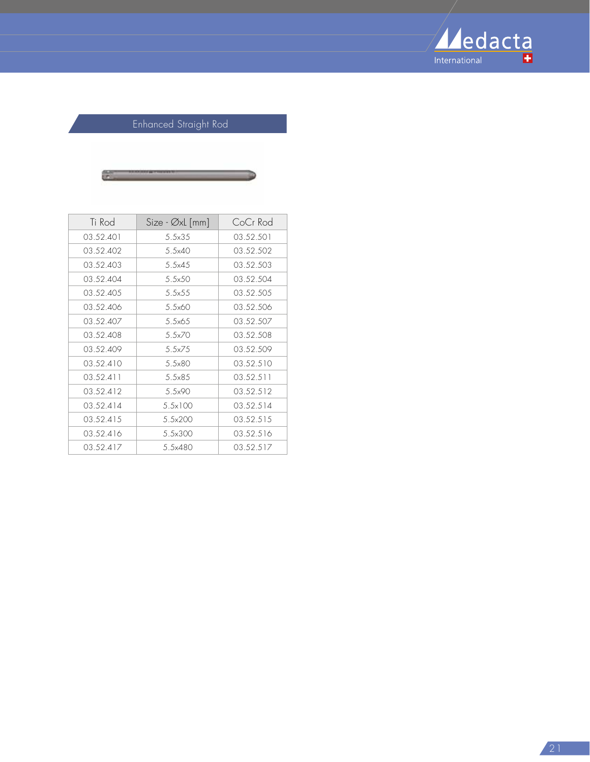## Enhanced Straight Rod

| Ti Rod | Size - ØxL [mm] | CoCr Rod |
|---|---|---|
| 03.52.401 | 5.5x35 | 03.52.501 |
| 03.52.402 | 5.5x40 | 03.52.502 |
| 03.52.403 | 5.5x45 | 03.52.503 |
| 03.52.404 | 5.5x50 | 03.52.504 |
| 03.52.405 | 5.5x55 | 03.52.505 |
| 03.52.406 | 5.5x60 | 03.52.506 |
| 03.52.407 | 5.5x65 | 03.52.507 |
| 03.52.408 | 5.5x70 | 03.52.508 |
| 03.52.409 | 5.5x75 | 03.52.509 |
| 03.52.410 | 5.5x80 | 03.52.510 |
| 03.52.411 | 5.5x85 | 03.52.511 |
| 03.52.412 | 5.5x90 | 03.52.512 |
| 03.52.414 | 5.5x100 | 03.52.514 |
| 03.52.415 | 5.5x200 | 03.52.515 |
| 03.52.416 | 5.5x300 | 03.52.516 |
| 03.52.417 | 5.5x480 | 03.52.517 |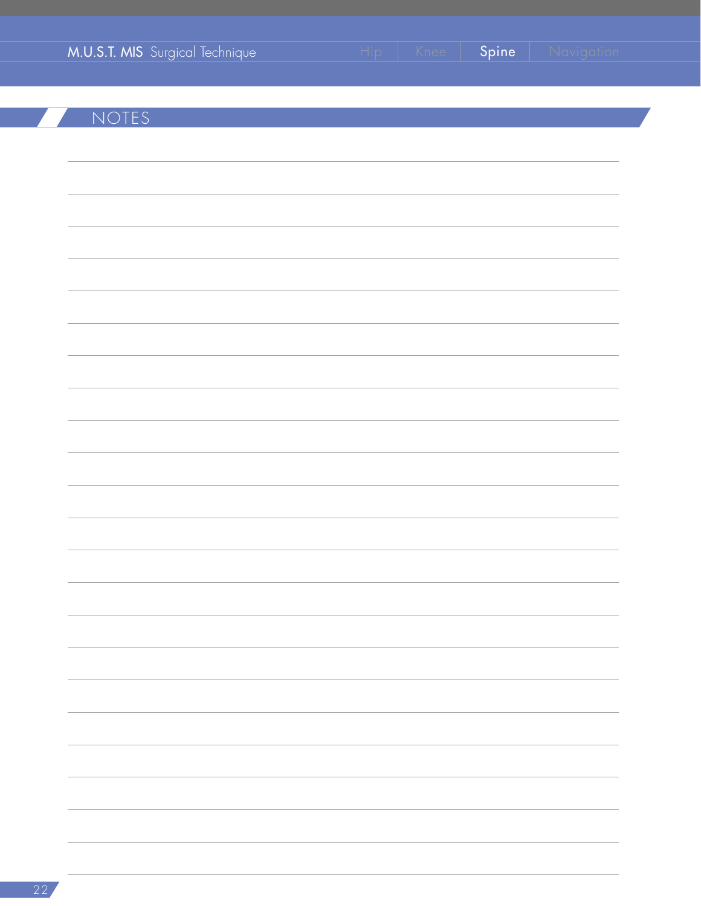## NOTES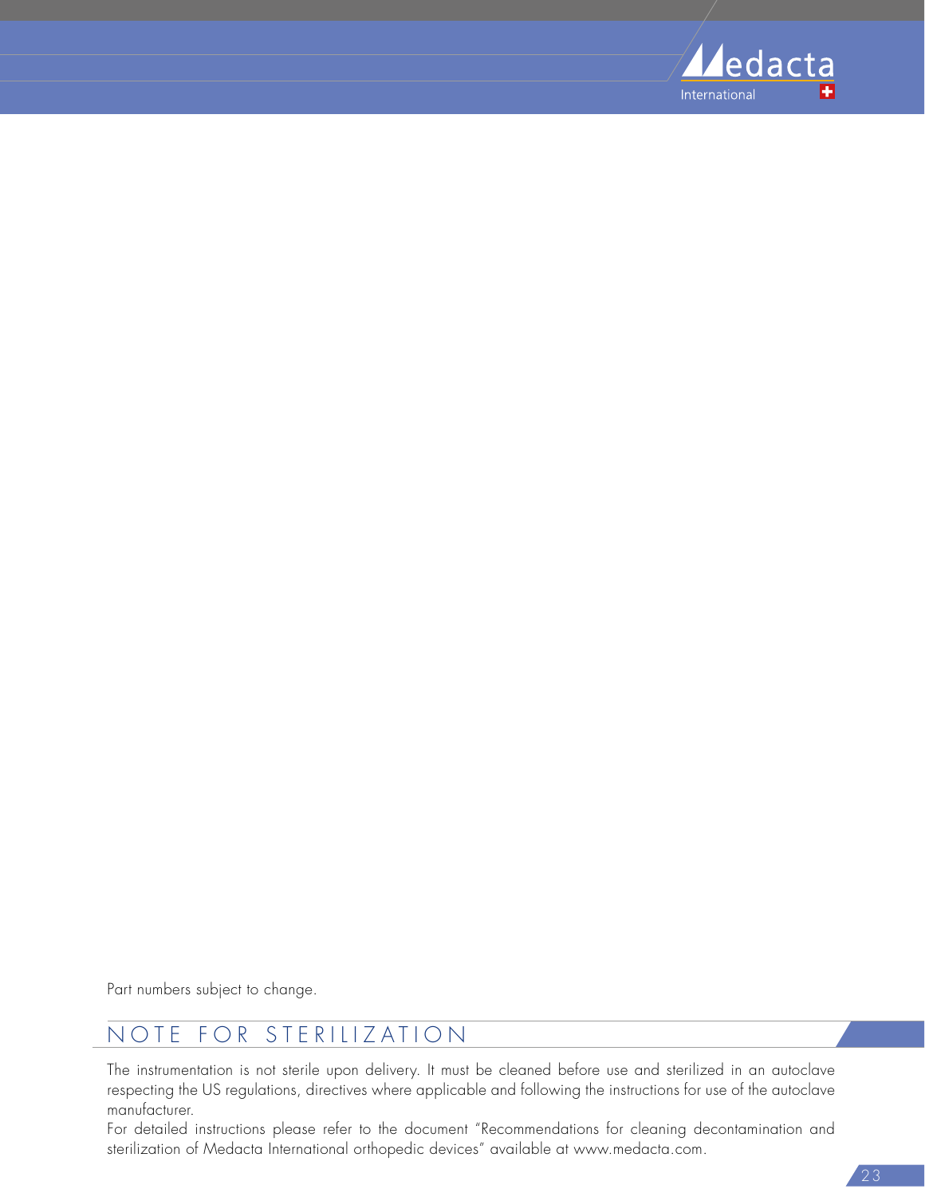Part numbers subject to change.

## NOTE FOR STERILIZATION

The instrumentation is not sterile upon delivery. It must be cleaned before use and sterilized in an autoclave respecting the US regulations, directives where applicable and following the instructions for use of the autoclave manufacturer.

For detailed instructions please refer to the document "Recommendations for cleaning decontamination and sterilization of Medacta International orthopedic devices" available at www.medacta.com.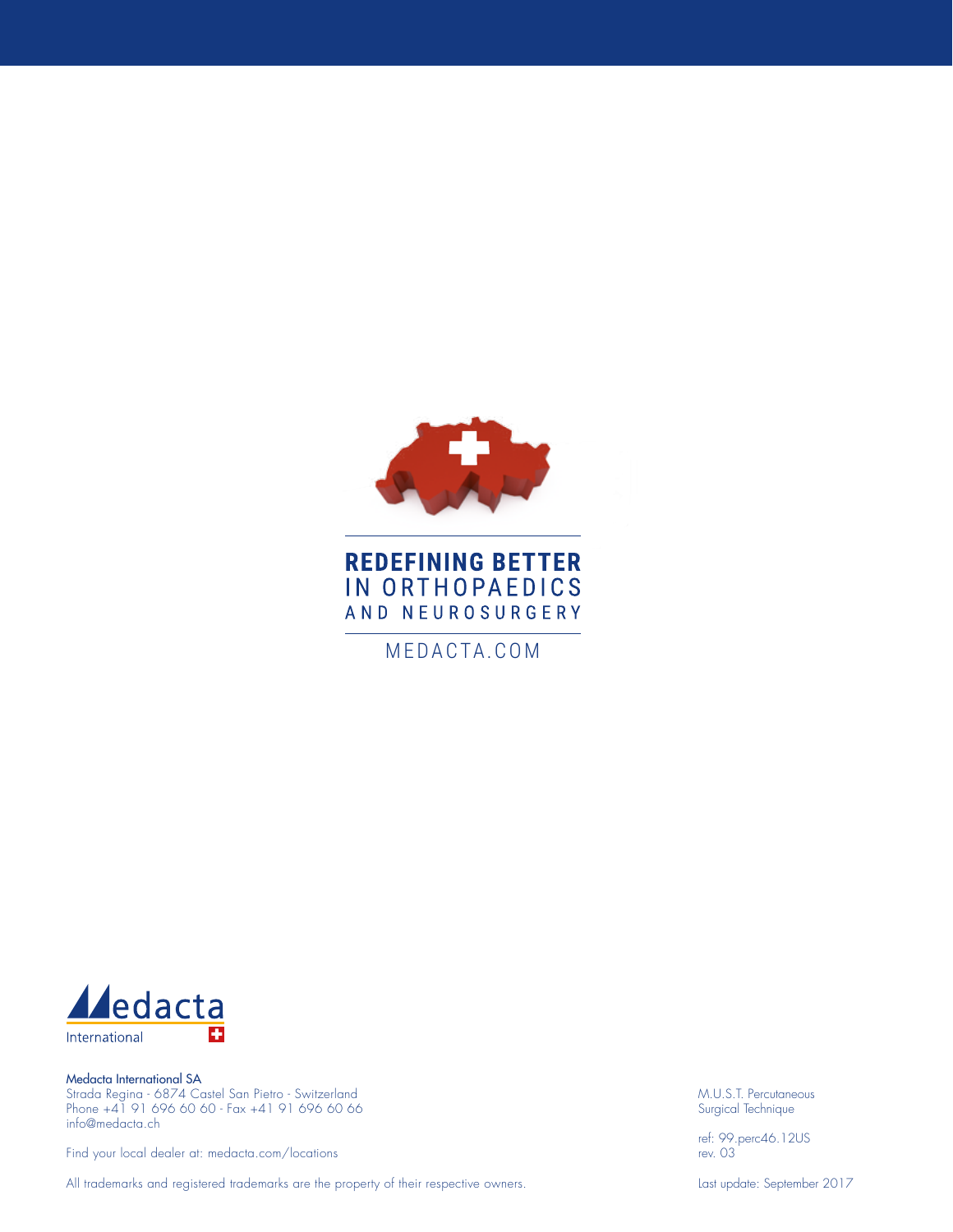**REDEFINING BETTER**
IN ORTHOPAEDICS
AND NEUROSURGERY

MEDACTA.COM

Medacta International

**Medacta International SA**
Strada Regina - 6874 Castel San Pietro - Switzerland
Phone +41 91 696 60 60 - Fax +41 91 696 60 66
info@medacta.ch

Find your local dealer at: medacta.com/locations

All trademarks and registered trademarks are the property of their respective owners.

M.U.S.T. Percutaneous
Surgical Technique

ref: 99.perc46.12US
rev. 03

Last update: September 2017